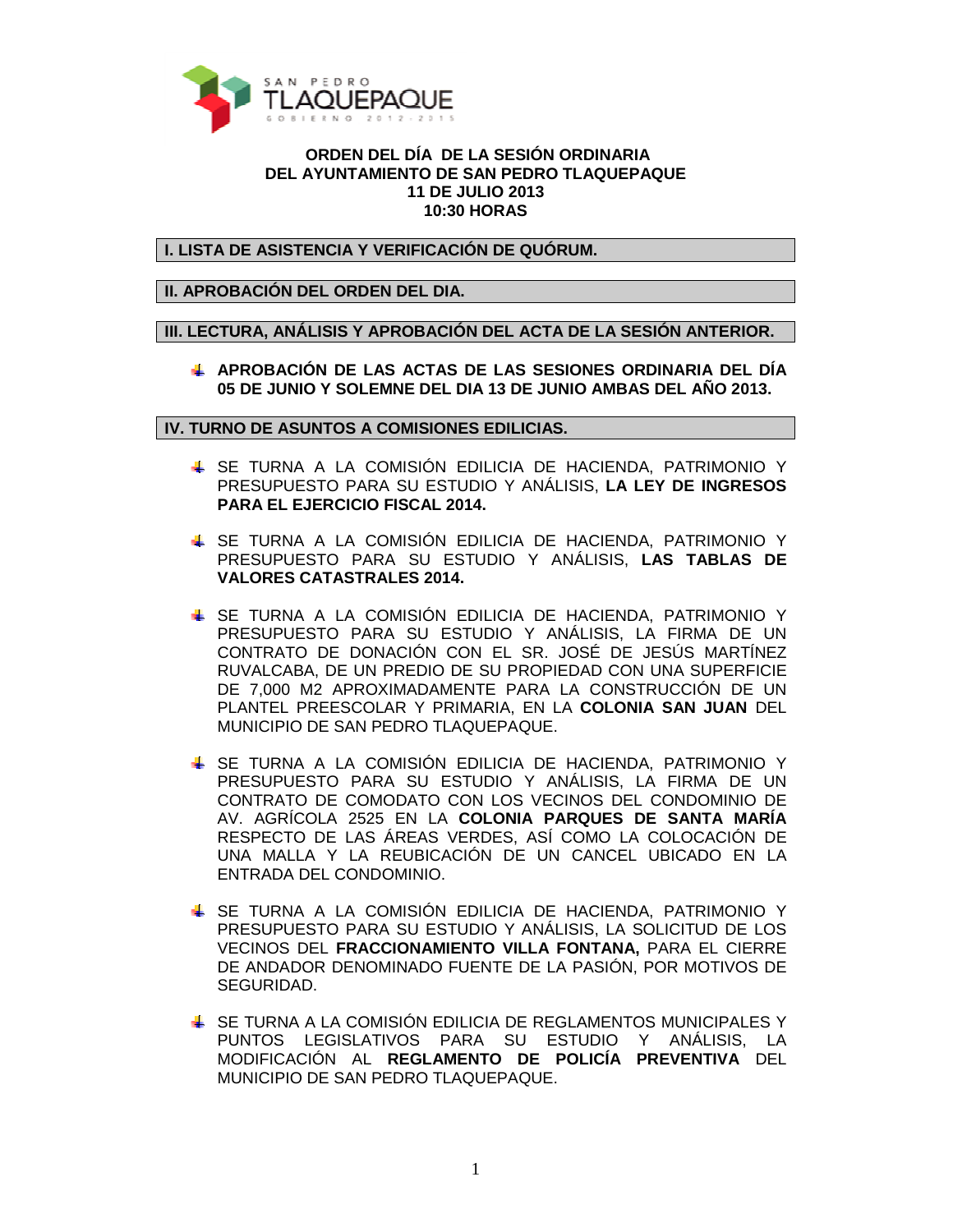SAN PEDRO TLAQUEPAQUE
GOBIERNO 2012-2015

**ORDEN DEL DÍA DE LA SESIÓN ORDINARIA**
**DEL AYUNTAMIENTO DE SAN PEDRO TLAQUEPAQUE**
**11 DE JULIO 2013**
**10:30 HORAS**

## I. LISTA DE ASISTENCIA Y VERIFICACIÓN DE QUÓRUM.

## II. APROBACIÓN DEL ORDEN DEL DIA.

## III. LECTURA, ANÁLISIS Y APROBACIÓN DEL ACTA DE LA SESIÓN ANTERIOR.

- **APROBACIÓN DE LAS ACTAS DE LAS SESIONES ORDINARIA DEL DÍA 05 DE JUNIO Y SOLEMNE DEL DIA 13 DE JUNIO AMBAS DEL AÑO 2013.**

## IV. TURNO DE ASUNTOS A COMISIONES EDILICIAS.

- SE TURNA A LA COMISIÓN EDILICIA DE HACIENDA, PATRIMONIO Y PRESUPUESTO PARA SU ESTUDIO Y ANÁLISIS, **LA LEY DE INGRESOS PARA EL EJERCICIO FISCAL 2014.**

- SE TURNA A LA COMISIÓN EDILICIA DE HACIENDA, PATRIMONIO Y PRESUPUESTO PARA SU ESTUDIO Y ANÁLISIS, **LAS TABLAS DE VALORES CATASTRALES 2014.**

- SE TURNA A LA COMISIÓN EDILICIA DE HACIENDA, PATRIMONIO Y PRESUPUESTO PARA SU ESTUDIO Y ANÁLISIS, LA FIRMA DE UN CONTRATO DE DONACIÓN CON EL SR. JOSÉ DE JESÚS MARTÍNEZ RUVALCABA, DE UN PREDIO DE SU PROPIEDAD CON UNA SUPERFICIE DE 7,000 M2 APROXIMADAMENTE PARA LA CONSTRUCCIÓN DE UN PLANTEL PREESCOLAR Y PRIMARIA, EN LA **COLONIA SAN JUAN** DEL MUNICIPIO DE SAN PEDRO TLAQUEPAQUE.

- SE TURNA A LA COMISIÓN EDILICIA DE HACIENDA, PATRIMONIO Y PRESUPUESTO PARA SU ESTUDIO Y ANÁLISIS, LA FIRMA DE UN CONTRATO DE COMODATO CON LOS VECINOS DEL CONDOMINIO DE AV. AGRÍCOLA 2525 EN LA **COLONIA PARQUES DE SANTA MARÍA** RESPECTO DE LAS ÁREAS VERDES, ASÍ COMO LA COLOCACIÓN DE UNA MALLA Y LA REUBICACIÓN DE UN CANCEL UBICADO EN LA ENTRADA DEL CONDOMINIO.

- SE TURNA A LA COMISIÓN EDILICIA DE HACIENDA, PATRIMONIO Y PRESUPUESTO PARA SU ESTUDIO Y ANÁLISIS, LA SOLICITUD DE LOS VECINOS DEL **FRACCIONAMIENTO VILLA FONTANA,** PARA EL CIERRE DE ANDADOR DENOMINADO FUENTE DE LA PASIÓN, POR MOTIVOS DE SEGURIDAD.

- SE TURNA A LA COMISIÓN EDILICIA DE REGLAMENTOS MUNICIPALES Y PUNTOS LEGISLATIVOS PARA SU ESTUDIO Y ANÁLISIS, LA MODIFICACIÓN AL **REGLAMENTO DE POLICÍA PREVENTIVA** DEL MUNICIPIO DE SAN PEDRO TLAQUEPAQUE.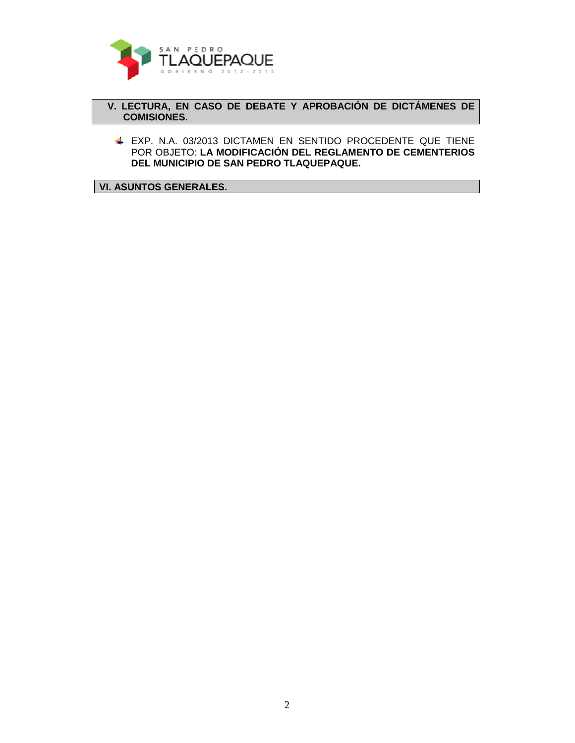**V. LECTURA, EN CASO DE DEBATE Y APROBACIÓN DE DICTÁMENES DE COMISIONES.**

- EXP. N.A. 03/2013 DICTAMEN EN SENTIDO PROCEDENTE QUE TIENE POR OBJETO: **LA MODIFICACIÓN DEL REGLAMENTO DE CEMENTERIOS DEL MUNICIPIO DE SAN PEDRO TLAQUEPAQUE.**

**VI. ASUNTOS GENERALES.**